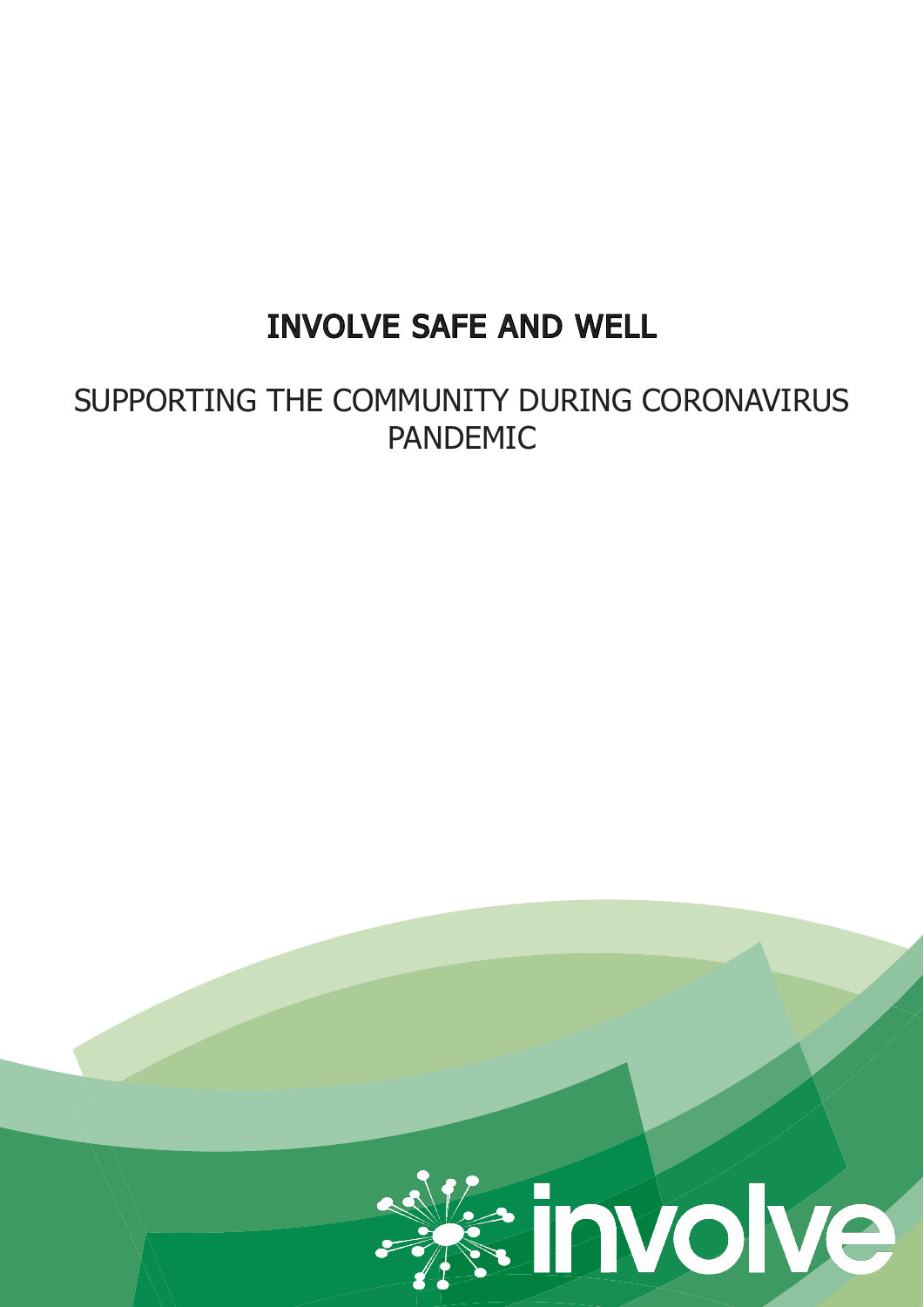# INVOLVE SAFE AND WELL

## SUPPORTING THE COMMUNITY DURING CORONAVIRUS PANDEMIC

involve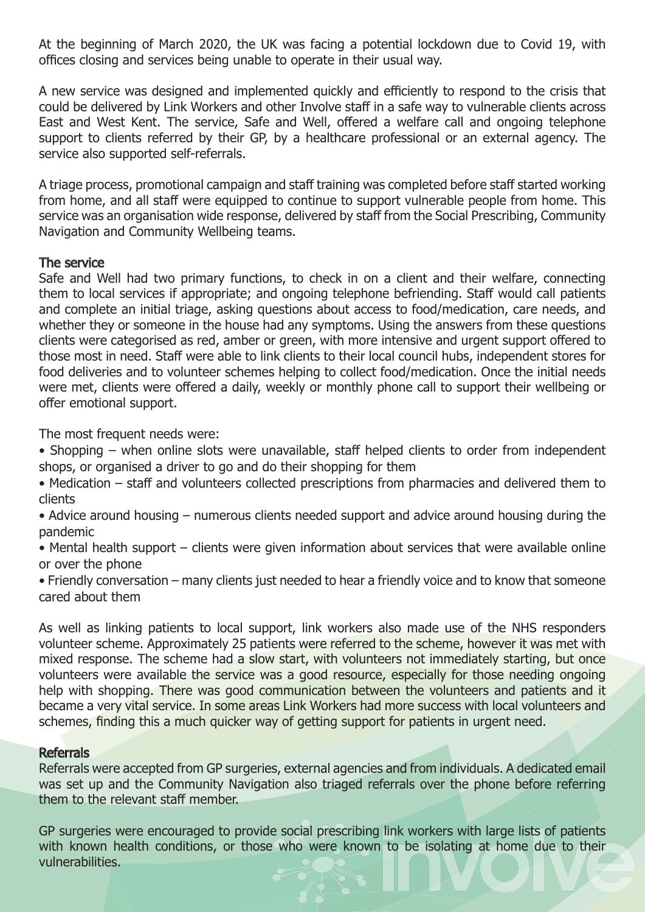At the beginning of March 2020, the UK was facing a potential lockdown due to Covid 19, with offices closing and services being unable to operate in their usual way.

A new service was designed and implemented quickly and efficiently to respond to the crisis that could be delivered by Link Workers and other Involve staff in a safe way to vulnerable clients across East and West Kent. The service, Safe and Well, offered a welfare call and ongoing telephone support to clients referred by their GP, by a healthcare professional or an external agency. The service also supported self-referrals.

A triage process, promotional campaign and staff training was completed before staff started working from home, and all staff were equipped to continue to support vulnerable people from home. This service was an organisation wide response, delivered by staff from the Social Prescribing, Community Navigation and Community Wellbeing teams.

## The service

Safe and Well had two primary functions, to check in on a client and their welfare, connecting them to local services if appropriate; and ongoing telephone befriending. Staff would call patients and complete an initial triage, asking questions about access to food/medication, care needs, and whether they or someone in the house had any symptoms. Using the answers from these questions clients were categorised as red, amber or green, with more intensive and urgent support offered to those most in need. Staff were able to link clients to their local council hubs, independent stores for food deliveries and to volunteer schemes helping to collect food/medication. Once the initial needs were met, clients were offered a daily, weekly or monthly phone call to support their wellbeing or offer emotional support.

The most frequent needs were:

- Shopping – when online slots were unavailable, staff helped clients to order from independent shops, or organised a driver to go and do their shopping for them
- Medication – staff and volunteers collected prescriptions from pharmacies and delivered them to clients
- Advice around housing – numerous clients needed support and advice around housing during the pandemic
- Mental health support – clients were given information about services that were available online or over the phone
- Friendly conversation – many clients just needed to hear a friendly voice and to know that someone cared about them

As well as linking patients to local support, link workers also made use of the NHS responders volunteer scheme. Approximately 25 patients were referred to the scheme, however it was met with mixed response. The scheme had a slow start, with volunteers not immediately starting, but once volunteers were available the service was a good resource, especially for those needing ongoing help with shopping. There was good communication between the volunteers and patients and it became a very vital service. In some areas Link Workers had more success with local volunteers and schemes, finding this a much quicker way of getting support for patients in urgent need.

## Referrals

Referrals were accepted from GP surgeries, external agencies and from individuals. A dedicated email was set up and the Community Navigation also triaged referrals over the phone before referring them to the relevant staff member.

GP surgeries were encouraged to provide social prescribing link workers with large lists of patients with known health conditions, or those who were known to be isolating at home due to their vulnerabilities.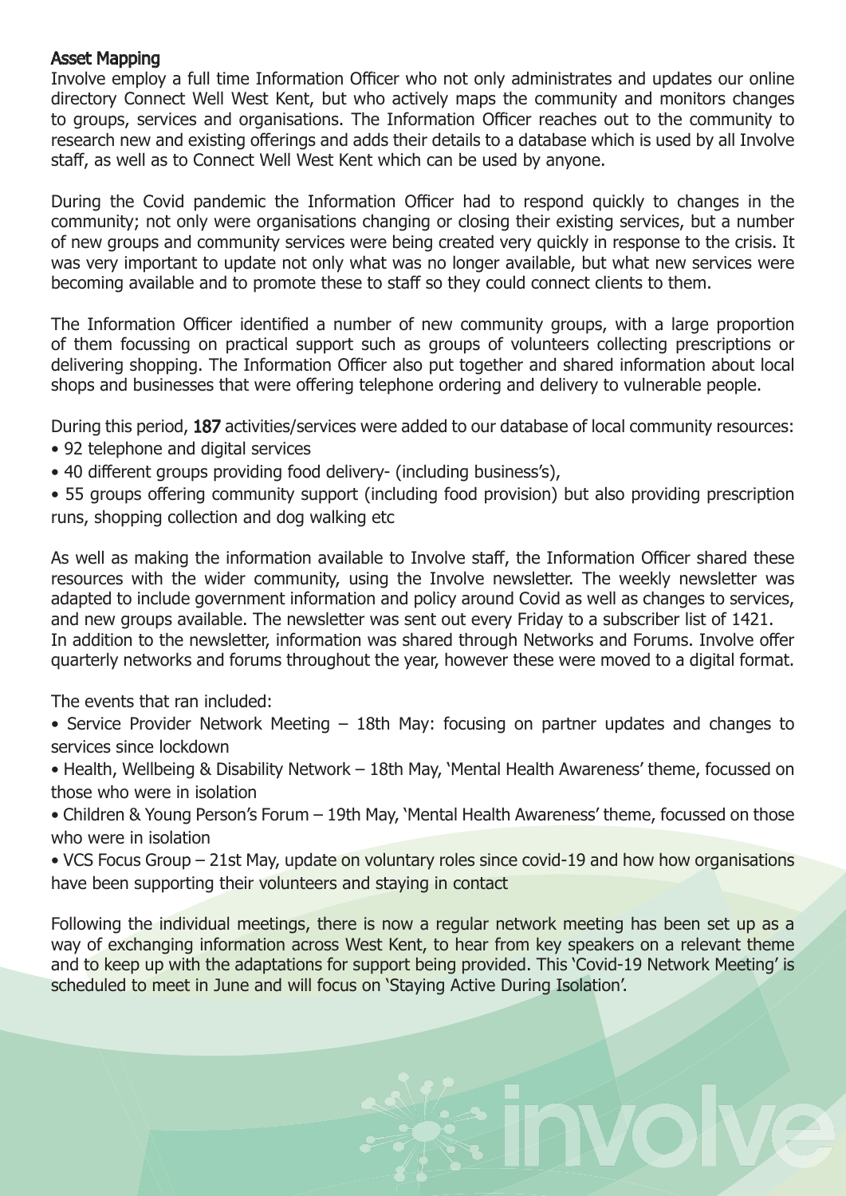## Asset Mapping

Involve employ a full time Information Officer who not only administrates and updates our online directory Connect Well West Kent, but who actively maps the community and monitors changes to groups, services and organisations. The Information Officer reaches out to the community to research new and existing offerings and adds their details to a database which is used by all Involve staff, as well as to Connect Well West Kent which can be used by anyone.

During the Covid pandemic the Information Officer had to respond quickly to changes in the community; not only were organisations changing or closing their existing services, but a number of new groups and community services were being created very quickly in response to the crisis. It was very important to update not only what was no longer available, but what new services were becoming available and to promote these to staff so they could connect clients to them.

The Information Officer identified a number of new community groups, with a large proportion of them focussing on practical support such as groups of volunteers collecting prescriptions or delivering shopping. The Information Officer also put together and shared information about local shops and businesses that were offering telephone ordering and delivery to vulnerable people.

During this period, **187** activities/services were added to our database of local community resources:

- 92 telephone and digital services
- 40 different groups providing food delivery- (including business's),
- 55 groups offering community support (including food provision) but also providing prescription runs, shopping collection and dog walking etc

As well as making the information available to Involve staff, the Information Officer shared these resources with the wider community, using the Involve newsletter. The weekly newsletter was adapted to include government information and policy around Covid as well as changes to services, and new groups available. The newsletter was sent out every Friday to a subscriber list of 1421.
In addition to the newsletter, information was shared through Networks and Forums. Involve offer quarterly networks and forums throughout the year, however these were moved to a digital format.

The events that ran included:

- Service Provider Network Meeting – 18th May: focusing on partner updates and changes to services since lockdown
- Health, Wellbeing & Disability Network – 18th May, 'Mental Health Awareness' theme, focussed on those who were in isolation
- Children & Young Person's Forum – 19th May, 'Mental Health Awareness' theme, focussed on those who were in isolation
- VCS Focus Group – 21st May, update on voluntary roles since covid-19 and how how organisations have been supporting their volunteers and staying in contact

Following the individual meetings, there is now a regular network meeting has been set up as a way of exchanging information across West Kent, to hear from key speakers on a relevant theme and to keep up with the adaptations for support being provided. This 'Covid-19 Network Meeting' is scheduled to meet in June and will focus on 'Staying Active During Isolation'.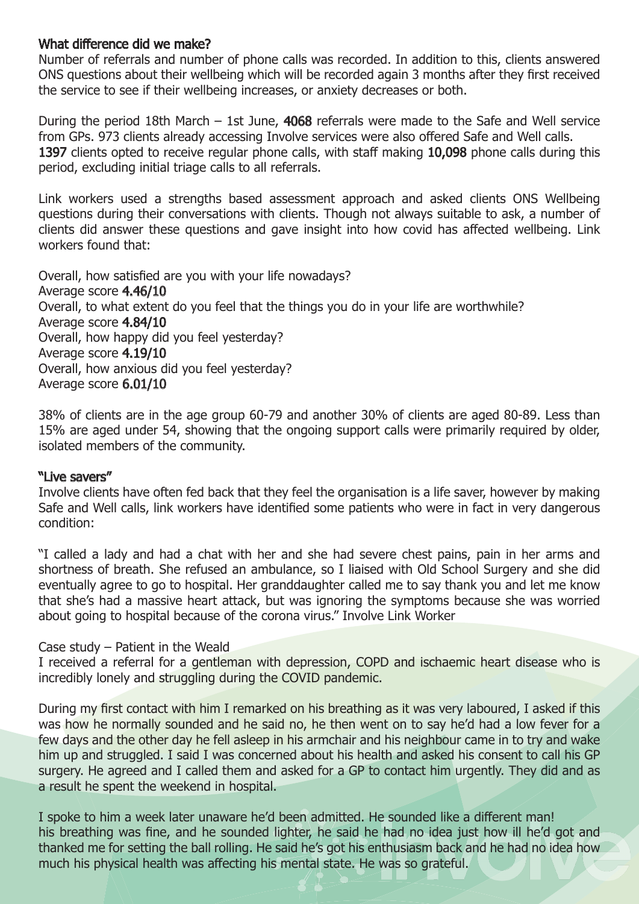## What difference did we make?

Number of referrals and number of phone calls was recorded. In addition to this, clients answered ONS questions about their wellbeing which will be recorded again 3 months after they first received the service to see if their wellbeing increases, or anxiety decreases or both.

During the period 18th March – 1st June, **4068** referrals were made to the Safe and Well service from GPs. 973 clients already accessing Involve services were also offered Safe and Well calls. **1397** clients opted to receive regular phone calls, with staff making **10,098** phone calls during this period, excluding initial triage calls to all referrals.

Link workers used a strengths based assessment approach and asked clients ONS Wellbeing questions during their conversations with clients. Though not always suitable to ask, a number of clients did answer these questions and gave insight into how covid has affected wellbeing. Link workers found that:

Overall, how satisfied are you with your life nowadays?
Average score **4.46/10**
Overall, to what extent do you feel that the things you do in your life are worthwhile?
Average score **4.84/10**
Overall, how happy did you feel yesterday?
Average score **4.19/10**
Overall, how anxious did you feel yesterday?
Average score **6.01/10**

38% of clients are in the age group 60-79 and another 30% of clients are aged 80-89. Less than 15% are aged under 54, showing that the ongoing support calls were primarily required by older, isolated members of the community.

## "Live savers"

Involve clients have often fed back that they feel the organisation is a life saver, however by making Safe and Well calls, link workers have identified some patients who were in fact in very dangerous condition:

"I called a lady and had a chat with her and she had severe chest pains, pain in her arms and shortness of breath. She refused an ambulance, so I liaised with Old School Surgery and she did eventually agree to go to hospital. Her granddaughter called me to say thank you and let me know that she's had a massive heart attack, but was ignoring the symptoms because she was worried about going to hospital because of the corona virus." Involve Link Worker

Case study – Patient in the Weald

I received a referral for a gentleman with depression, COPD and ischaemic heart disease who is incredibly lonely and struggling during the COVID pandemic.

During my first contact with him I remarked on his breathing as it was very laboured, I asked if this was how he normally sounded and he said no, he then went on to say he'd had a low fever for a few days and the other day he fell asleep in his armchair and his neighbour came in to try and wake him up and struggled. I said I was concerned about his health and asked his consent to call his GP surgery. He agreed and I called them and asked for a GP to contact him urgently. They did and as a result he spent the weekend in hospital.

I spoke to him a week later unaware he'd been admitted. He sounded like a different man!
his breathing was fine, and he sounded lighter, he said he had no idea just how ill he'd got and thanked me for setting the ball rolling. He said he's got his enthusiasm back and he had no idea how much his physical health was affecting his mental state. He was so grateful.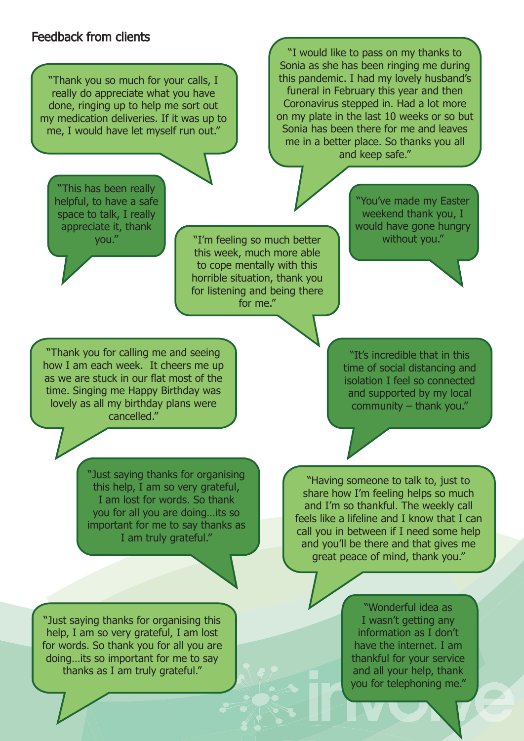## Feedback from clients

"Thank you so much for your calls, I really do appreciate what you have done, ringing up to help me sort out my medication deliveries. If it was up to me, I would have let myself run out."

"I would like to pass on my thanks to Sonia as she has been ringing me during this pandemic. I had my lovely husband's funeral in February this year and then Coronavirus stepped in. Had a lot more on my plate in the last 10 weeks or so but Sonia has been there for me and leaves me in a better place. So thanks you all and keep safe."

"This has been really helpful, to have a safe space to talk, I really appreciate it, thank you."

"You've made my Easter weekend thank you, I would have gone hungry without you."

"I'm feeling so much better this week, much more able to cope mentally with this horrible situation, thank you for listening and being there for me."

"Thank you for calling me and seeing how I am each week. It cheers me up as we are stuck in our flat most of the time. Singing me Happy Birthday was lovely as all my birthday plans were cancelled."

"It's incredible that in this time of social distancing and isolation I feel so connected and supported by my local community – thank you."

"Just saying thanks for organising this help, I am so very grateful, I am lost for words. So thank you for all you are doing…its so important for me to say thanks as I am truly grateful."

"Having someone to talk to, just to share how I'm feeling helps so much and I'm so thankful. The weekly call feels like a lifeline and I know that I can call you in between if I need some help and you'll be there and that gives me great peace of mind, thank you."

"Just saying thanks for organising this help, I am so very grateful, I am lost for words. So thank you for all you are doing…its so important for me to say thanks as I am truly grateful."

"Wonderful idea as I wasn't getting any information as I don't have the internet. I am thankful for your service and all your help, thank you for telephoning me."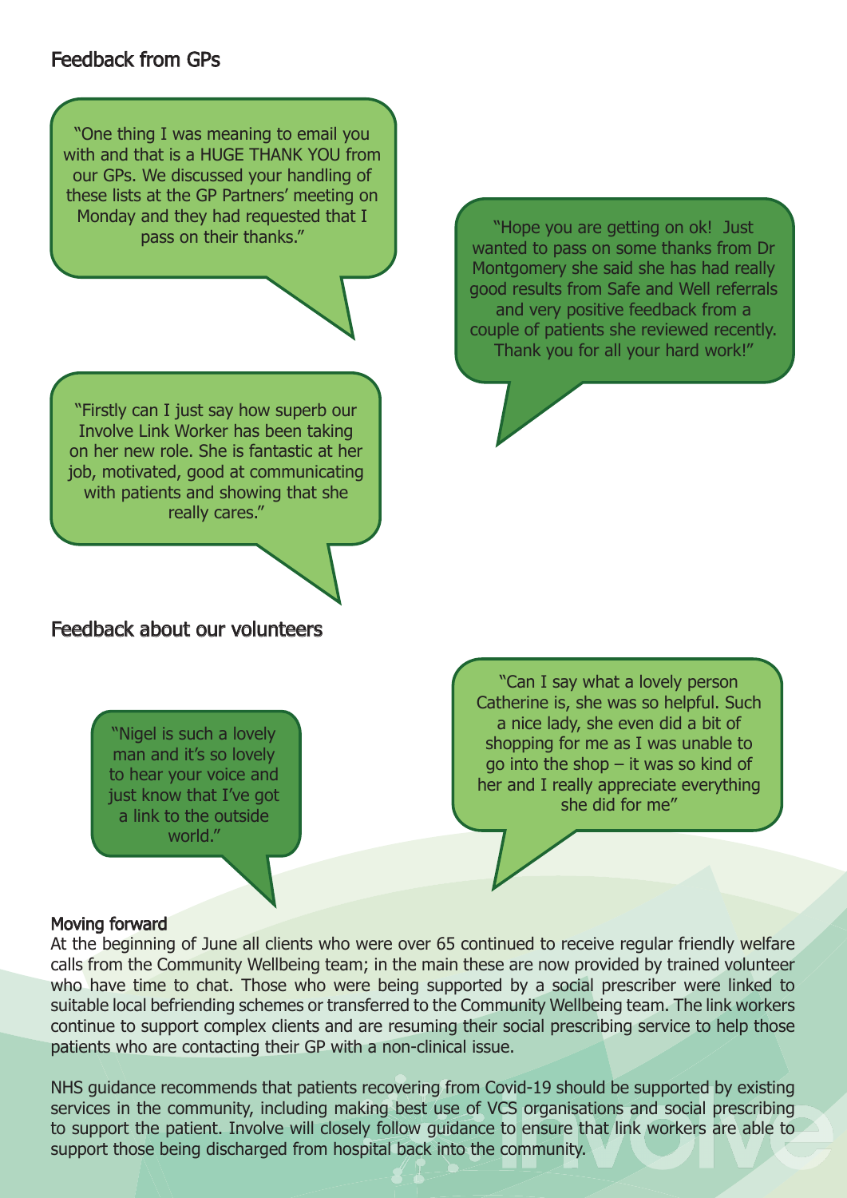## Feedback from GPs

"One thing I was meaning to email you with and that is a HUGE THANK YOU from our GPs. We discussed your handling of these lists at the GP Partners' meeting on Monday and they had requested that I pass on their thanks."

"Hope you are getting on ok! Just wanted to pass on some thanks from Dr Montgomery she said she has had really good results from Safe and Well referrals and very positive feedback from a couple of patients she reviewed recently. Thank you for all your hard work!"

"Firstly can I just say how superb our Involve Link Worker has been taking on her new role. She is fantastic at her job, motivated, good at communicating with patients and showing that she really cares."

## Feedback about our volunteers

"Nigel is such a lovely man and it's so lovely to hear your voice and just know that I've got a link to the outside world."

"Can I say what a lovely person Catherine is, she was so helpful. Such a nice lady, she even did a bit of shopping for me as I was unable to go into the shop – it was so kind of her and I really appreciate everything she did for me"

### Moving forward

At the beginning of June all clients who were over 65 continued to receive regular friendly welfare calls from the Community Wellbeing team; in the main these are now provided by trained volunteer who have time to chat. Those who were being supported by a social prescriber were linked to suitable local befriending schemes or transferred to the Community Wellbeing team. The link workers continue to support complex clients and are resuming their social prescribing service to help those patients who are contacting their GP with a non-clinical issue.

NHS guidance recommends that patients recovering from Covid-19 should be supported by existing services in the community, including making best use of VCS organisations and social prescribing to support the patient. Involve will closely follow guidance to ensure that link workers are able to support those being discharged from hospital back into the community.